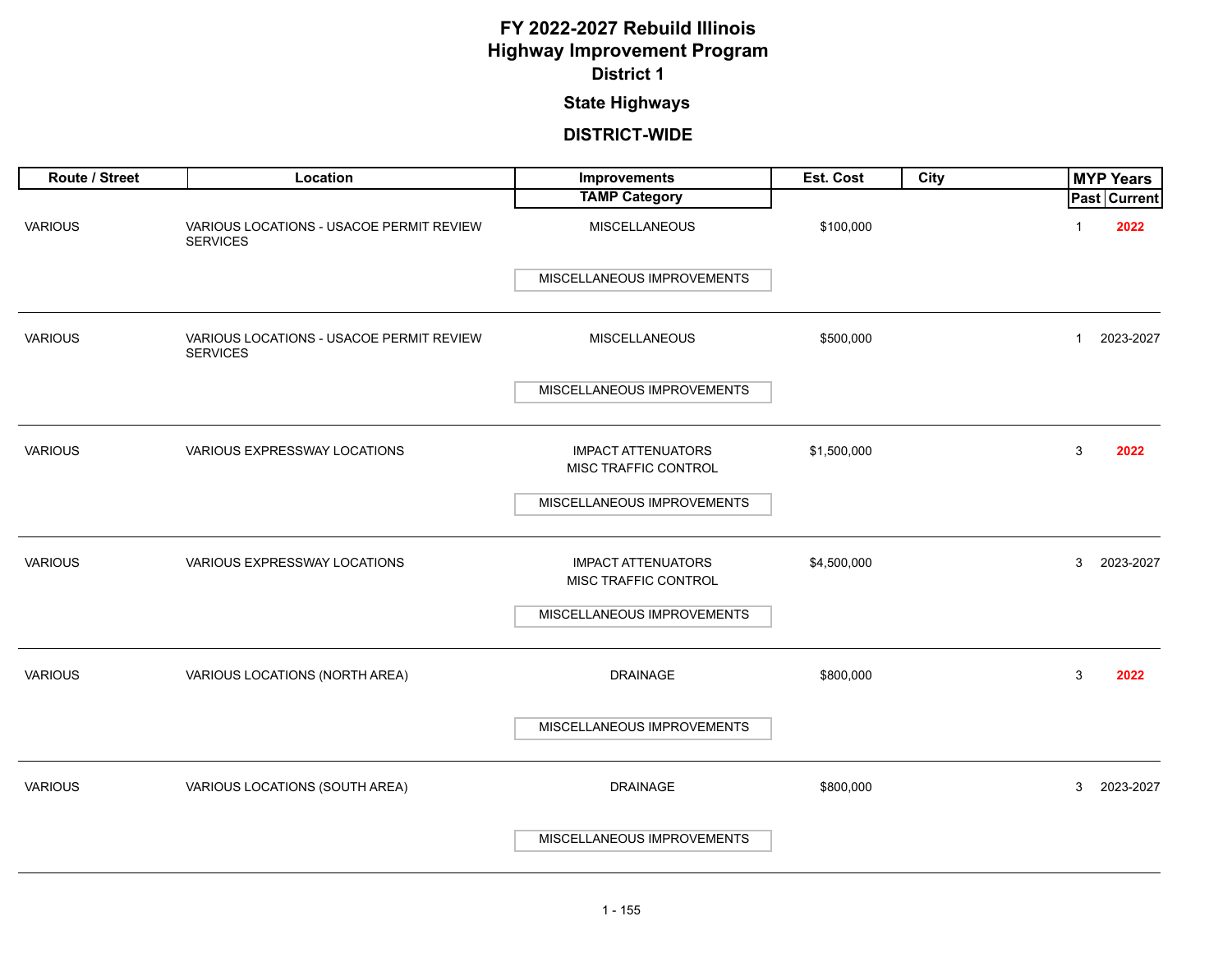# FY 2022-2027 Rebuild Illinois
# Highway Improvement Program
## District 1

### State Highways

### DISTRICT-WIDE

| Route / Street | Location | Improvements / TAMP Category | Est. Cost | City | MYP Years Past | MYP Years Current |
|---|---|---|---|---|---|---|
| VARIOUS | VARIOUS LOCATIONS - USACOE PERMIT REVIEW SERVICES | MISCELLANEOUS<br>MISCELLANEOUS IMPROVEMENTS | $100,000 | | 1 | **2022** |
| VARIOUS | VARIOUS LOCATIONS - USACOE PERMIT REVIEW SERVICES | MISCELLANEOUS<br>MISCELLANEOUS IMPROVEMENTS | $500,000 | | 1 | 2023-2027 |
| VARIOUS | VARIOUS EXPRESSWAY LOCATIONS | IMPACT ATTENUATORS<br>MISC TRAFFIC CONTROL<br>MISCELLANEOUS IMPROVEMENTS | $1,500,000 | | 3 | **2022** |
| VARIOUS | VARIOUS EXPRESSWAY LOCATIONS | IMPACT ATTENUATORS<br>MISC TRAFFIC CONTROL<br>MISCELLANEOUS IMPROVEMENTS | $4,500,000 | | 3 | 2023-2027 |
| VARIOUS | VARIOUS LOCATIONS (NORTH AREA) | DRAINAGE<br>MISCELLANEOUS IMPROVEMENTS | $800,000 | | 3 | **2022** |
| VARIOUS | VARIOUS LOCATIONS (SOUTH AREA) | DRAINAGE<br>MISCELLANEOUS IMPROVEMENTS | $800,000 | | 3 | 2023-2027 |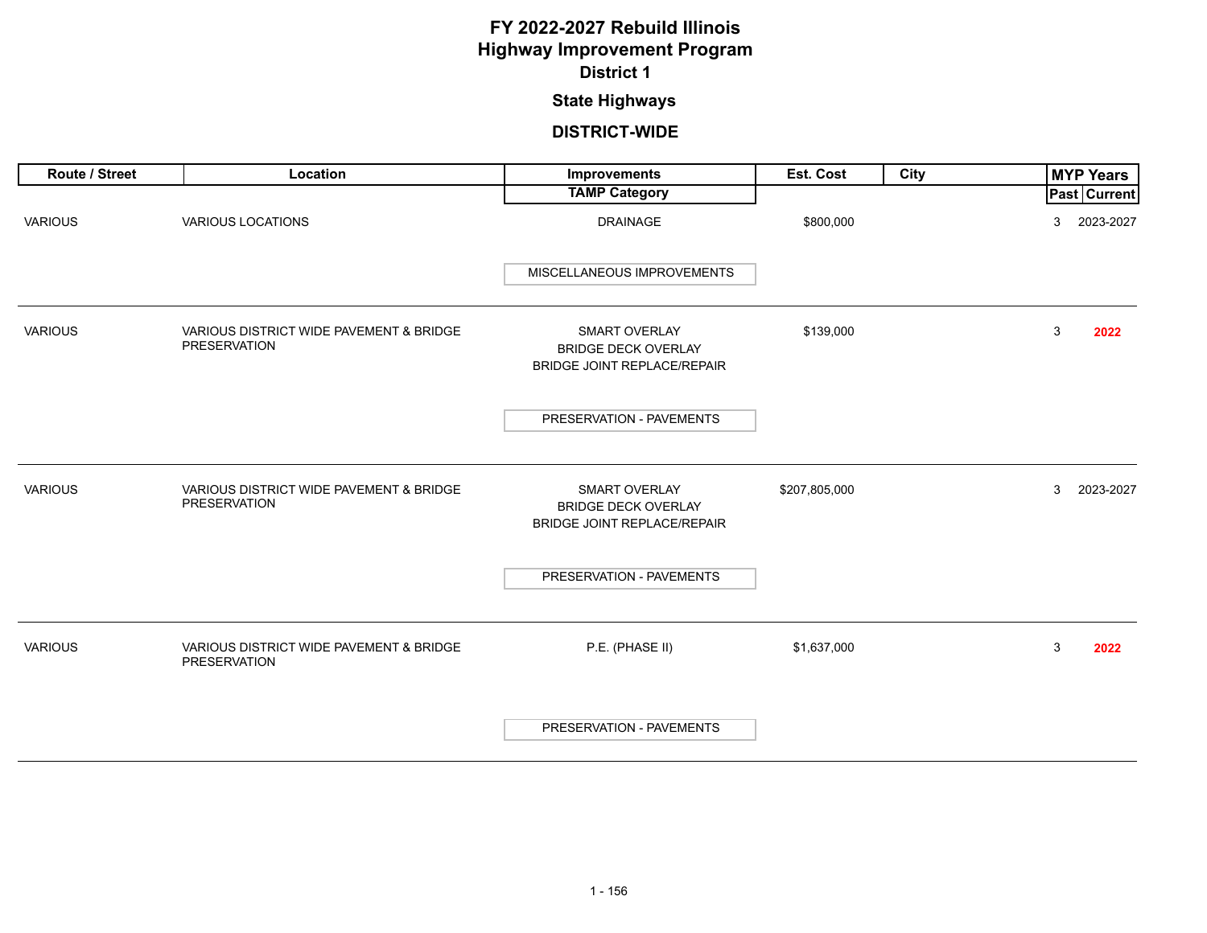# FY 2022-2027 Rebuild Illinois
# Highway Improvement Program
## District 1

### State Highways

### DISTRICT-WIDE

| Route / Street | Location | Improvements / TAMP Category | Est. Cost | City | MYP Years Past | MYP Years Current |
|---|---|---|---|---|---|---|
| VARIOUS | VARIOUS LOCATIONS | DRAINAGE<br>MISCELLANEOUS IMPROVEMENTS | $800,000 | | 3 | 2023-2027 |
| VARIOUS | VARIOUS DISTRICT WIDE PAVEMENT & BRIDGE PRESERVATION | SMART OVERLAY<br>BRIDGE DECK OVERLAY<br>BRIDGE JOINT REPLACE/REPAIR<br>PRESERVATION - PAVEMENTS | $139,000 | | 3 | **2022** |
| VARIOUS | VARIOUS DISTRICT WIDE PAVEMENT & BRIDGE PRESERVATION | SMART OVERLAY<br>BRIDGE DECK OVERLAY<br>BRIDGE JOINT REPLACE/REPAIR<br>PRESERVATION - PAVEMENTS | $207,805,000 | | 3 | 2023-2027 |
| VARIOUS | VARIOUS DISTRICT WIDE PAVEMENT & BRIDGE PRESERVATION | P.E. (PHASE II)<br>PRESERVATION - PAVEMENTS | $1,637,000 | | 3 | **2022** |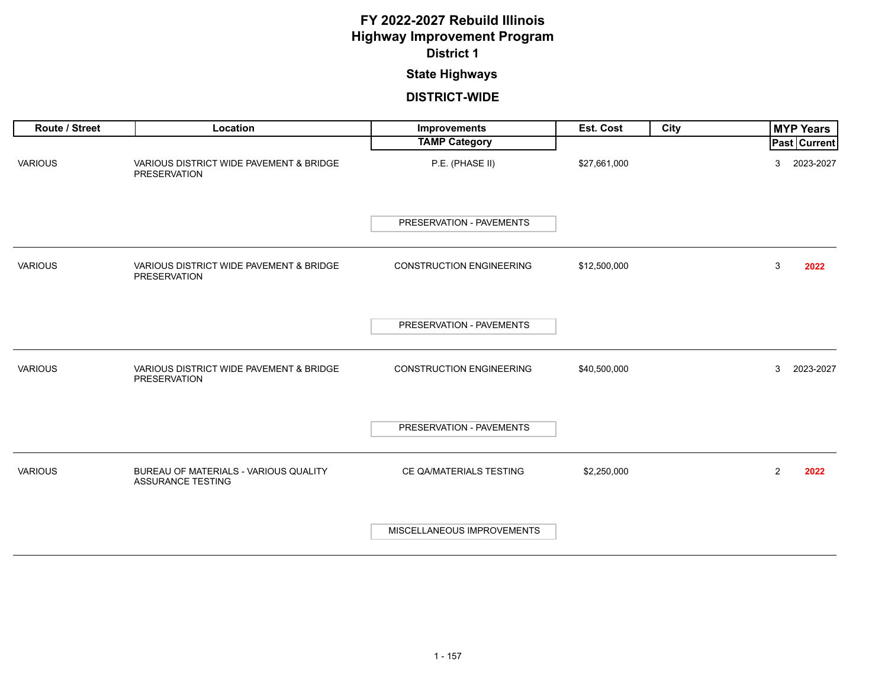# FY 2022-2027 Rebuild Illinois
# Highway Improvement Program
## District 1

### State Highways

### DISTRICT-WIDE

| Route / Street | Location | Improvements / TAMP Category | Est. Cost | City | MYP Years Past | MYP Years Current |
|---|---|---|---|---|---|---|
| VARIOUS | VARIOUS DISTRICT WIDE PAVEMENT & BRIDGE PRESERVATION | P.E. (PHASE II) / PRESERVATION - PAVEMENTS | $27,661,000 | | 3 | 2023-2027 |
| VARIOUS | VARIOUS DISTRICT WIDE PAVEMENT & BRIDGE PRESERVATION | CONSTRUCTION ENGINEERING / PRESERVATION - PAVEMENTS | $12,500,000 | | 3 | **2022** |
| VARIOUS | VARIOUS DISTRICT WIDE PAVEMENT & BRIDGE PRESERVATION | CONSTRUCTION ENGINEERING / PRESERVATION - PAVEMENTS | $40,500,000 | | 3 | 2023-2027 |
| VARIOUS | BUREAU OF MATERIALS - VARIOUS QUALITY ASSURANCE TESTING | CE QA/MATERIALS TESTING / MISCELLANEOUS IMPROVEMENTS | $2,250,000 | | 2 | **2022** |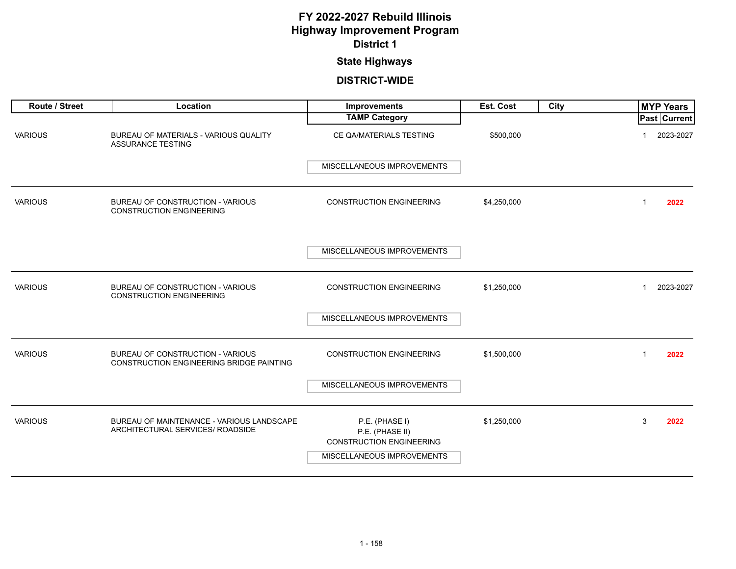# FY 2022-2027 Rebuild Illinois
# Highway Improvement Program
## District 1

### State Highways

### DISTRICT-WIDE

| Route / Street | Location | Improvements / TAMP Category | Est. Cost | City | MYP Years Past | MYP Years Current |
|---|---|---|---|---|---|---|
| VARIOUS | BUREAU OF MATERIALS - VARIOUS QUALITY ASSURANCE TESTING | CE QA/MATERIALS TESTING<br>MISCELLANEOUS IMPROVEMENTS | $500,000 | | 1 | 2023-2027 |
| VARIOUS | BUREAU OF CONSTRUCTION - VARIOUS CONSTRUCTION ENGINEERING | CONSTRUCTION ENGINEERING<br>MISCELLANEOUS IMPROVEMENTS | $4,250,000 | | 1 | **2022** |
| VARIOUS | BUREAU OF CONSTRUCTION - VARIOUS CONSTRUCTION ENGINEERING | CONSTRUCTION ENGINEERING<br>MISCELLANEOUS IMPROVEMENTS | $1,250,000 | | 1 | 2023-2027 |
| VARIOUS | BUREAU OF CONSTRUCTION - VARIOUS CONSTRUCTION ENGINEERING BRIDGE PAINTING | CONSTRUCTION ENGINEERING<br>MISCELLANEOUS IMPROVEMENTS | $1,500,000 | | 1 | **2022** |
| VARIOUS | BUREAU OF MAINTENANCE - VARIOUS LANDSCAPE ARCHITECTURAL SERVICES/ ROADSIDE | P.E. (PHASE I)<br>P.E. (PHASE II)<br>CONSTRUCTION ENGINEERING<br>MISCELLANEOUS IMPROVEMENTS | $1,250,000 | | 3 | **2022** |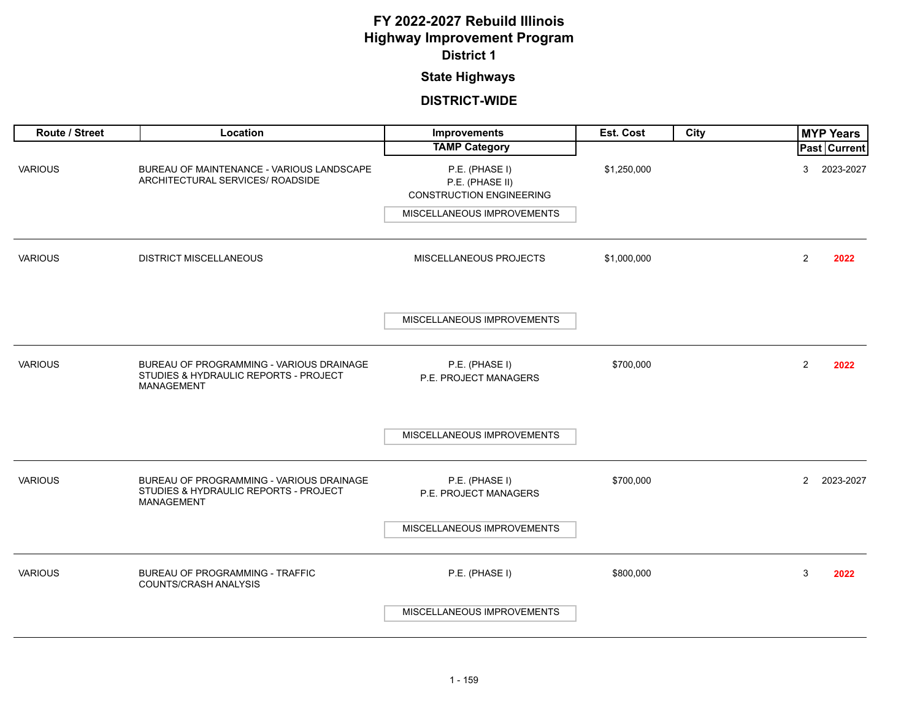# FY 2022-2027 Rebuild Illinois
# Highway Improvement Program
## District 1
### State Highways
### DISTRICT-WIDE

| Route / Street | Location | Improvements / TAMP Category | Est. Cost | City | MYP Years Past | MYP Years Current |
|---|---|---|---|---|---|---|
| VARIOUS | BUREAU OF MAINTENANCE - VARIOUS LANDSCAPE ARCHITECTURAL SERVICES/ ROADSIDE | P.E. (PHASE I)<br>P.E. (PHASE II)<br>CONSTRUCTION ENGINEERING<br>MISCELLANEOUS IMPROVEMENTS | $1,250,000 | | 3 | 2023-2027 |
| VARIOUS | DISTRICT MISCELLANEOUS | MISCELLANEOUS PROJECTS<br>MISCELLANEOUS IMPROVEMENTS | $1,000,000 | | 2 | **2022** |
| VARIOUS | BUREAU OF PROGRAMMING - VARIOUS DRAINAGE STUDIES & HYDRAULIC REPORTS - PROJECT MANAGEMENT | P.E. (PHASE I)<br>P.E. PROJECT MANAGERS<br>MISCELLANEOUS IMPROVEMENTS | $700,000 | | 2 | **2022** |
| VARIOUS | BUREAU OF PROGRAMMING - VARIOUS DRAINAGE STUDIES & HYDRAULIC REPORTS - PROJECT MANAGEMENT | P.E. (PHASE I)<br>P.E. PROJECT MANAGERS<br>MISCELLANEOUS IMPROVEMENTS | $700,000 | | 2 | 2023-2027 |
| VARIOUS | BUREAU OF PROGRAMMING - TRAFFIC COUNTS/CRASH ANALYSIS | P.E. (PHASE I)<br>MISCELLANEOUS IMPROVEMENTS | $800,000 | | 3 | **2022** |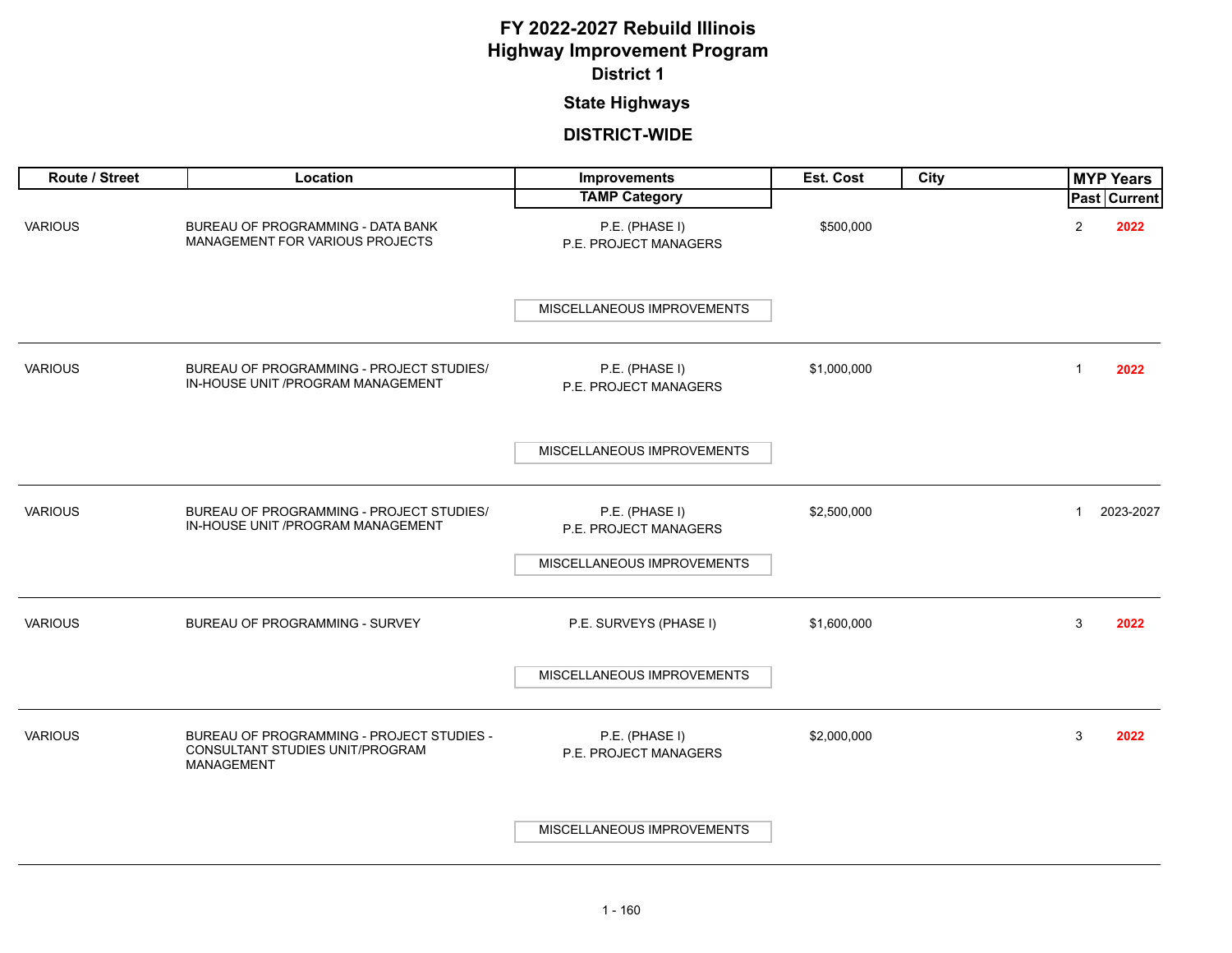# FY 2022-2027 Rebuild Illinois
# Highway Improvement Program
## District 1

### State Highways

### DISTRICT-WIDE

| Route / Street | Location | Improvements / TAMP Category | Est. Cost | City | MYP Years Past | MYP Years Current |
|---|---|---|---|---|---|---|
| VARIOUS | BUREAU OF PROGRAMMING - DATA BANK MANAGEMENT FOR VARIOUS PROJECTS | P.E. (PHASE I) P.E. PROJECT MANAGERS<br>MISCELLANEOUS IMPROVEMENTS | $500,000 | | 2 | 2022 |
| VARIOUS | BUREAU OF PROGRAMMING - PROJECT STUDIES/ IN-HOUSE UNIT /PROGRAM MANAGEMENT | P.E. (PHASE I) P.E. PROJECT MANAGERS<br>MISCELLANEOUS IMPROVEMENTS | $1,000,000 | | 1 | 2022 |
| VARIOUS | BUREAU OF PROGRAMMING - PROJECT STUDIES/ IN-HOUSE UNIT /PROGRAM MANAGEMENT | P.E. (PHASE I) P.E. PROJECT MANAGERS<br>MISCELLANEOUS IMPROVEMENTS | $2,500,000 | | 1 | 2023-2027 |
| VARIOUS | BUREAU OF PROGRAMMING - SURVEY | P.E. SURVEYS (PHASE I)<br>MISCELLANEOUS IMPROVEMENTS | $1,600,000 | | 3 | 2022 |
| VARIOUS | BUREAU OF PROGRAMMING - PROJECT STUDIES - CONSULTANT STUDIES UNIT/PROGRAM MANAGEMENT | P.E. (PHASE I) P.E. PROJECT MANAGERS<br>MISCELLANEOUS IMPROVEMENTS | $2,000,000 | | 3 | 2022 |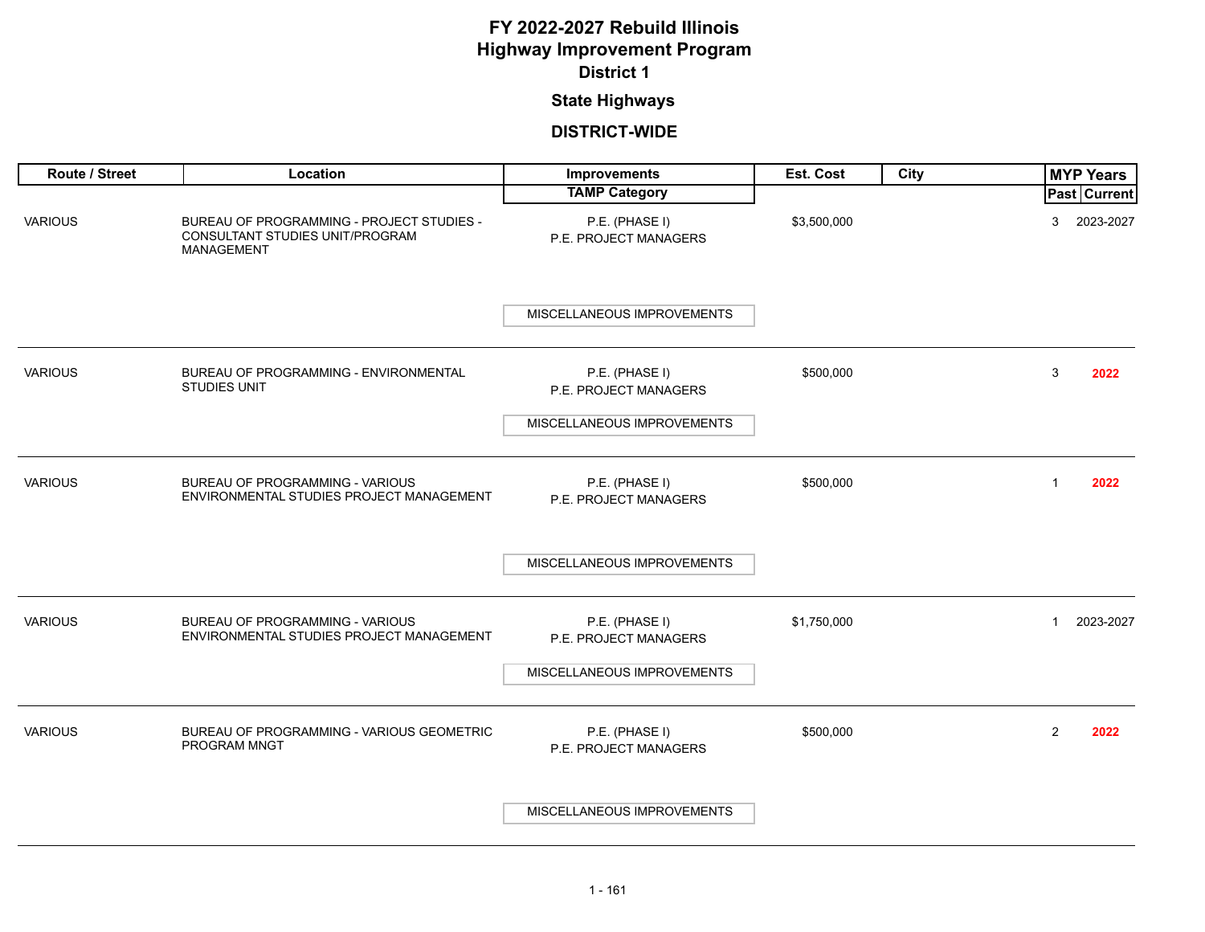# FY 2022-2027 Rebuild Illinois
# Highway Improvement Program
## District 1

### State Highways

### DISTRICT-WIDE

| Route / Street | Location | Improvements / TAMP Category | Est. Cost | City | MYP Years Past | MYP Years Current |
|---|---|---|---|---|---|---|
| VARIOUS | BUREAU OF PROGRAMMING - PROJECT STUDIES - CONSULTANT STUDIES UNIT/PROGRAM MANAGEMENT | P.E. (PHASE I) P.E. PROJECT MANAGERS / MISCELLANEOUS IMPROVEMENTS | $3,500,000 | | 3 | 2023-2027 |
| VARIOUS | BUREAU OF PROGRAMMING - ENVIRONMENTAL STUDIES UNIT | P.E. (PHASE I) P.E. PROJECT MANAGERS / MISCELLANEOUS IMPROVEMENTS | $500,000 | | 3 | **2022** |
| VARIOUS | BUREAU OF PROGRAMMING - VARIOUS ENVIRONMENTAL STUDIES PROJECT MANAGEMENT | P.E. (PHASE I) P.E. PROJECT MANAGERS / MISCELLANEOUS IMPROVEMENTS | $500,000 | | 1 | **2022** |
| VARIOUS | BUREAU OF PROGRAMMING - VARIOUS ENVIRONMENTAL STUDIES PROJECT MANAGEMENT | P.E. (PHASE I) P.E. PROJECT MANAGERS / MISCELLANEOUS IMPROVEMENTS | $1,750,000 | | 1 | 2023-2027 |
| VARIOUS | BUREAU OF PROGRAMMING - VARIOUS GEOMETRIC PROGRAM MNGT | P.E. (PHASE I) P.E. PROJECT MANAGERS / MISCELLANEOUS IMPROVEMENTS | $500,000 | | 2 | **2022** |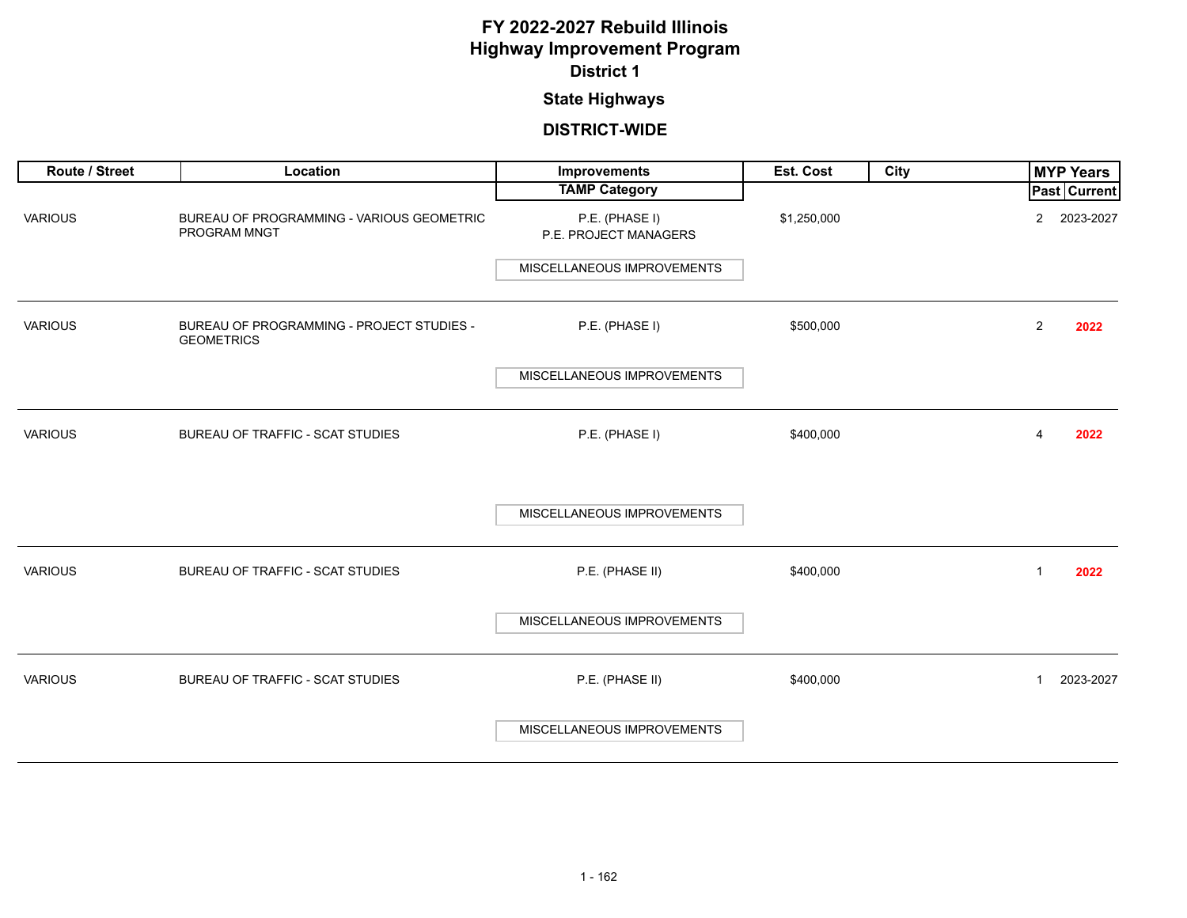# FY 2022-2027 Rebuild Illinois
# Highway Improvement Program
## District 1

### State Highways

### DISTRICT-WIDE

| Route / Street | Location | Improvements / TAMP Category | Est. Cost | City | MYP Years Past | MYP Years Current |
|---|---|---|---|---|---|---|
| VARIOUS | BUREAU OF PROGRAMMING - VARIOUS GEOMETRIC PROGRAM MNGT | P.E. (PHASE I) P.E. PROJECT MANAGERS / MISCELLANEOUS IMPROVEMENTS | $1,250,000 | | 2 | 2023-2027 |
| VARIOUS | BUREAU OF PROGRAMMING - PROJECT STUDIES - GEOMETRICS | P.E. (PHASE I) / MISCELLANEOUS IMPROVEMENTS | $500,000 | | 2 | **2022** |
| VARIOUS | BUREAU OF TRAFFIC - SCAT STUDIES | P.E. (PHASE I) / MISCELLANEOUS IMPROVEMENTS | $400,000 | | 4 | **2022** |
| VARIOUS | BUREAU OF TRAFFIC - SCAT STUDIES | P.E. (PHASE II) / MISCELLANEOUS IMPROVEMENTS | $400,000 | | 1 | **2022** |
| VARIOUS | BUREAU OF TRAFFIC - SCAT STUDIES | P.E. (PHASE II) / MISCELLANEOUS IMPROVEMENTS | $400,000 | | 1 | 2023-2027 |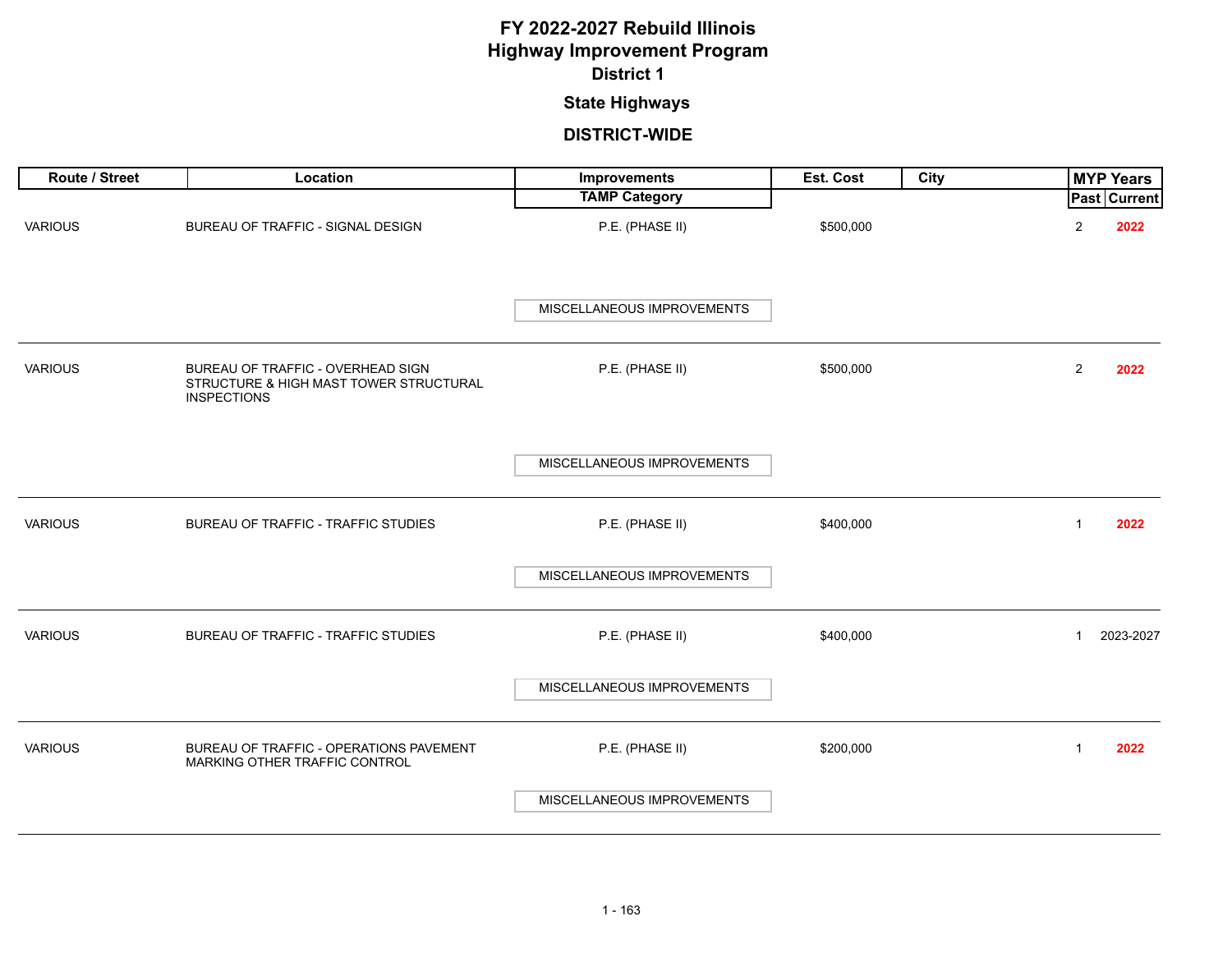# FY 2022-2027 Rebuild Illinois
# Highway Improvement Program
## District 1
### State Highways
### DISTRICT-WIDE

| Route / Street | Location | Improvements / TAMP Category | Est. Cost | City | MYP Years Past | MYP Years Current |
|---|---|---|---|---|---|---|
| VARIOUS | BUREAU OF TRAFFIC - SIGNAL DESIGN | P.E. (PHASE II) / MISCELLANEOUS IMPROVEMENTS | $500,000 | | 2 | **2022** |
| VARIOUS | BUREAU OF TRAFFIC - OVERHEAD SIGN STRUCTURE & HIGH MAST TOWER STRUCTURAL INSPECTIONS | P.E. (PHASE II) / MISCELLANEOUS IMPROVEMENTS | $500,000 | | 2 | **2022** |
| VARIOUS | BUREAU OF TRAFFIC - TRAFFIC STUDIES | P.E. (PHASE II) / MISCELLANEOUS IMPROVEMENTS | $400,000 | | 1 | **2022** |
| VARIOUS | BUREAU OF TRAFFIC - TRAFFIC STUDIES | P.E. (PHASE II) / MISCELLANEOUS IMPROVEMENTS | $400,000 | | 1 | 2023-2027 |
| VARIOUS | BUREAU OF TRAFFIC - OPERATIONS PAVEMENT MARKING OTHER TRAFFIC CONTROL | P.E. (PHASE II) / MISCELLANEOUS IMPROVEMENTS | $200,000 | | 1 | **2022** |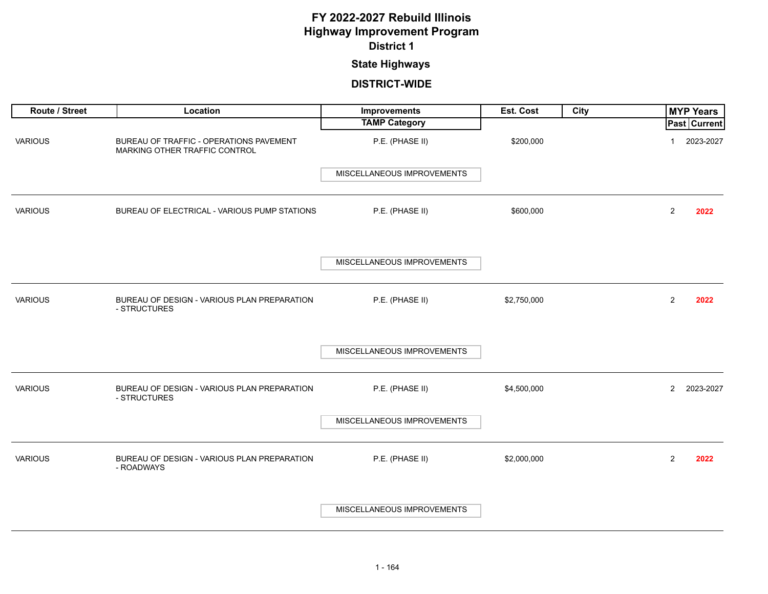# FY 2022-2027 Rebuild Illinois
# Highway Improvement Program
## District 1

### State Highways

### DISTRICT-WIDE

| Route / Street | Location | Improvements / TAMP Category | Est. Cost | City | MYP Years Past | MYP Years Current |
|---|---|---|---|---|---|---|
| VARIOUS | BUREAU OF TRAFFIC - OPERATIONS PAVEMENT MARKING OTHER TRAFFIC CONTROL | P.E. (PHASE II) / MISCELLANEOUS IMPROVEMENTS | $200,000 | | 1 | 2023-2027 |
| VARIOUS | BUREAU OF ELECTRICAL - VARIOUS PUMP STATIONS | P.E. (PHASE II) / MISCELLANEOUS IMPROVEMENTS | $600,000 | | 2 | **2022** |
| VARIOUS | BUREAU OF DESIGN - VARIOUS PLAN PREPARATION - STRUCTURES | P.E. (PHASE II) / MISCELLANEOUS IMPROVEMENTS | $2,750,000 | | 2 | **2022** |
| VARIOUS | BUREAU OF DESIGN - VARIOUS PLAN PREPARATION - STRUCTURES | P.E. (PHASE II) / MISCELLANEOUS IMPROVEMENTS | $4,500,000 | | 2 | 2023-2027 |
| VARIOUS | BUREAU OF DESIGN - VARIOUS PLAN PREPARATION - ROADWAYS | P.E. (PHASE II) / MISCELLANEOUS IMPROVEMENTS | $2,000,000 | | 2 | **2022** |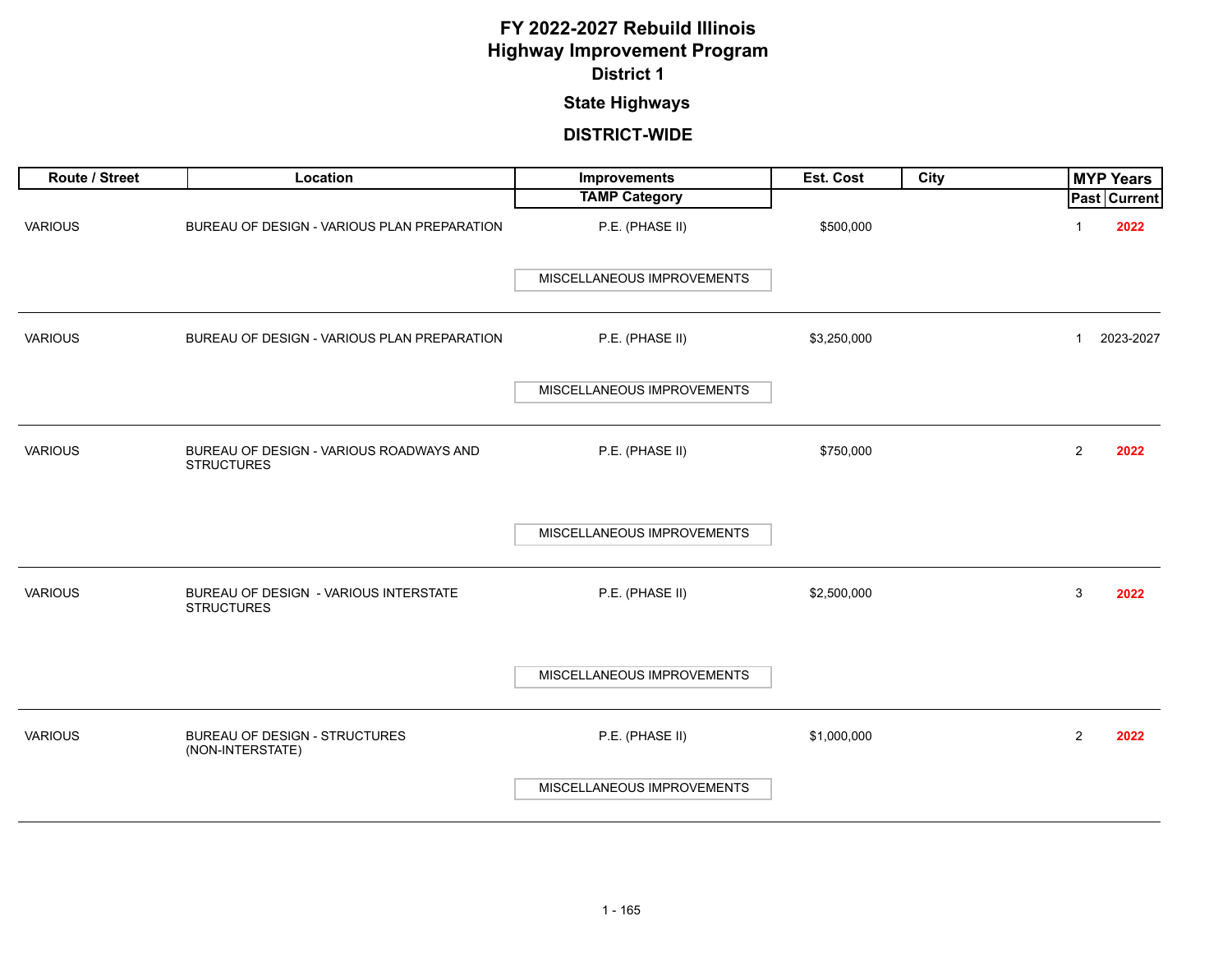# FY 2022-2027 Rebuild Illinois
# Highway Improvement Program
## District 1

### State Highways

### DISTRICT-WIDE

| Route / Street | Location | Improvements / TAMP Category | Est. Cost | City | MYP Years Past | MYP Years Current |
|---|---|---|---|---|---|---|
| VARIOUS | BUREAU OF DESIGN - VARIOUS PLAN PREPARATION | P.E. (PHASE II) / MISCELLANEOUS IMPROVEMENTS | $500,000 | | 1 | **2022** |
| VARIOUS | BUREAU OF DESIGN - VARIOUS PLAN PREPARATION | P.E. (PHASE II) / MISCELLANEOUS IMPROVEMENTS | $3,250,000 | | 1 | 2023-2027 |
| VARIOUS | BUREAU OF DESIGN - VARIOUS ROADWAYS AND STRUCTURES | P.E. (PHASE II) / MISCELLANEOUS IMPROVEMENTS | $750,000 | | 2 | **2022** |
| VARIOUS | BUREAU OF DESIGN - VARIOUS INTERSTATE STRUCTURES | P.E. (PHASE II) / MISCELLANEOUS IMPROVEMENTS | $2,500,000 | | 3 | **2022** |
| VARIOUS | BUREAU OF DESIGN - STRUCTURES (NON-INTERSTATE) | P.E. (PHASE II) / MISCELLANEOUS IMPROVEMENTS | $1,000,000 | | 2 | **2022** |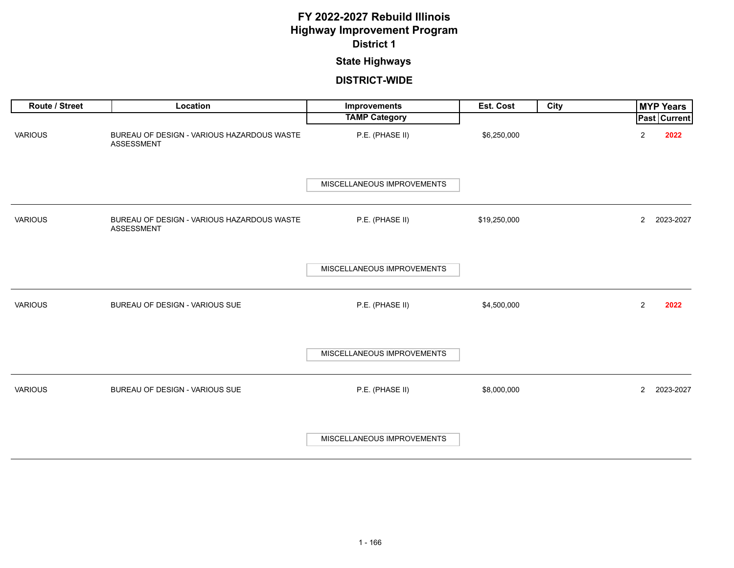# FY 2022-2027 Rebuild Illinois
# Highway Improvement Program
## District 1

### State Highways

### DISTRICT-WIDE

| Route / Street | Location | Improvements / TAMP Category | Est. Cost | City | MYP Years Past | MYP Years Current |
|---|---|---|---|---|---|---|
| VARIOUS | BUREAU OF DESIGN - VARIOUS HAZARDOUS WASTE ASSESSMENT | P.E. (PHASE II) / MISCELLANEOUS IMPROVEMENTS | $6,250,000 | | 2 | **2022** |
| VARIOUS | BUREAU OF DESIGN - VARIOUS HAZARDOUS WASTE ASSESSMENT | P.E. (PHASE II) / MISCELLANEOUS IMPROVEMENTS | $19,250,000 | | 2 | 2023-2027 |
| VARIOUS | BUREAU OF DESIGN - VARIOUS SUE | P.E. (PHASE II) / MISCELLANEOUS IMPROVEMENTS | $4,500,000 | | 2 | **2022** |
| VARIOUS | BUREAU OF DESIGN - VARIOUS SUE | P.E. (PHASE II) / MISCELLANEOUS IMPROVEMENTS | $8,000,000 | | 2 | 2023-2027 |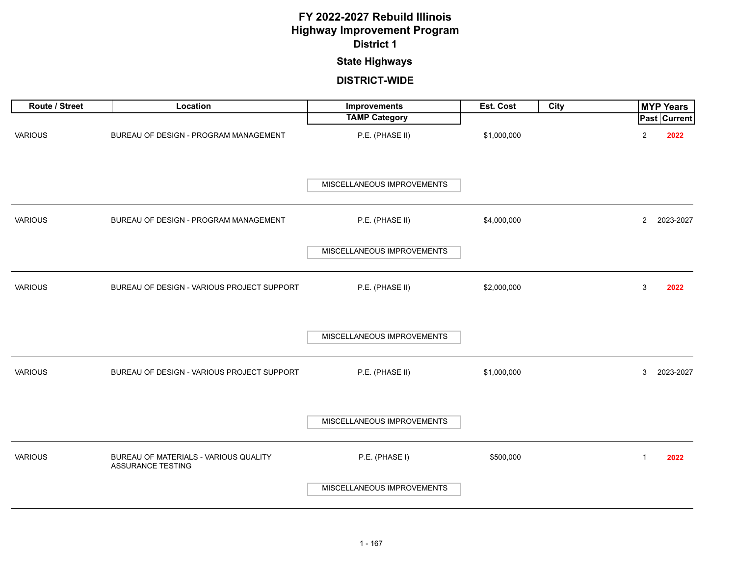# FY 2022-2027 Rebuild Illinois
# Highway Improvement Program
## District 1
### State Highways
### DISTRICT-WIDE

| Route / Street | Location | Improvements / TAMP Category | Est. Cost | City | MYP Years Past | MYP Years Current |
|---|---|---|---|---|---|---|
| VARIOUS | BUREAU OF DESIGN - PROGRAM MANAGEMENT | P.E. (PHASE II) / MISCELLANEOUS IMPROVEMENTS | $1,000,000 | | 2 | **2022** |
| VARIOUS | BUREAU OF DESIGN - PROGRAM MANAGEMENT | P.E. (PHASE II) / MISCELLANEOUS IMPROVEMENTS | $4,000,000 | | 2 | 2023-2027 |
| VARIOUS | BUREAU OF DESIGN - VARIOUS PROJECT SUPPORT | P.E. (PHASE II) / MISCELLANEOUS IMPROVEMENTS | $2,000,000 | | 3 | **2022** |
| VARIOUS | BUREAU OF DESIGN - VARIOUS PROJECT SUPPORT | P.E. (PHASE II) / MISCELLANEOUS IMPROVEMENTS | $1,000,000 | | 3 | 2023-2027 |
| VARIOUS | BUREAU OF MATERIALS - VARIOUS QUALITY ASSURANCE TESTING | P.E. (PHASE I) / MISCELLANEOUS IMPROVEMENTS | $500,000 | | 1 | **2022** |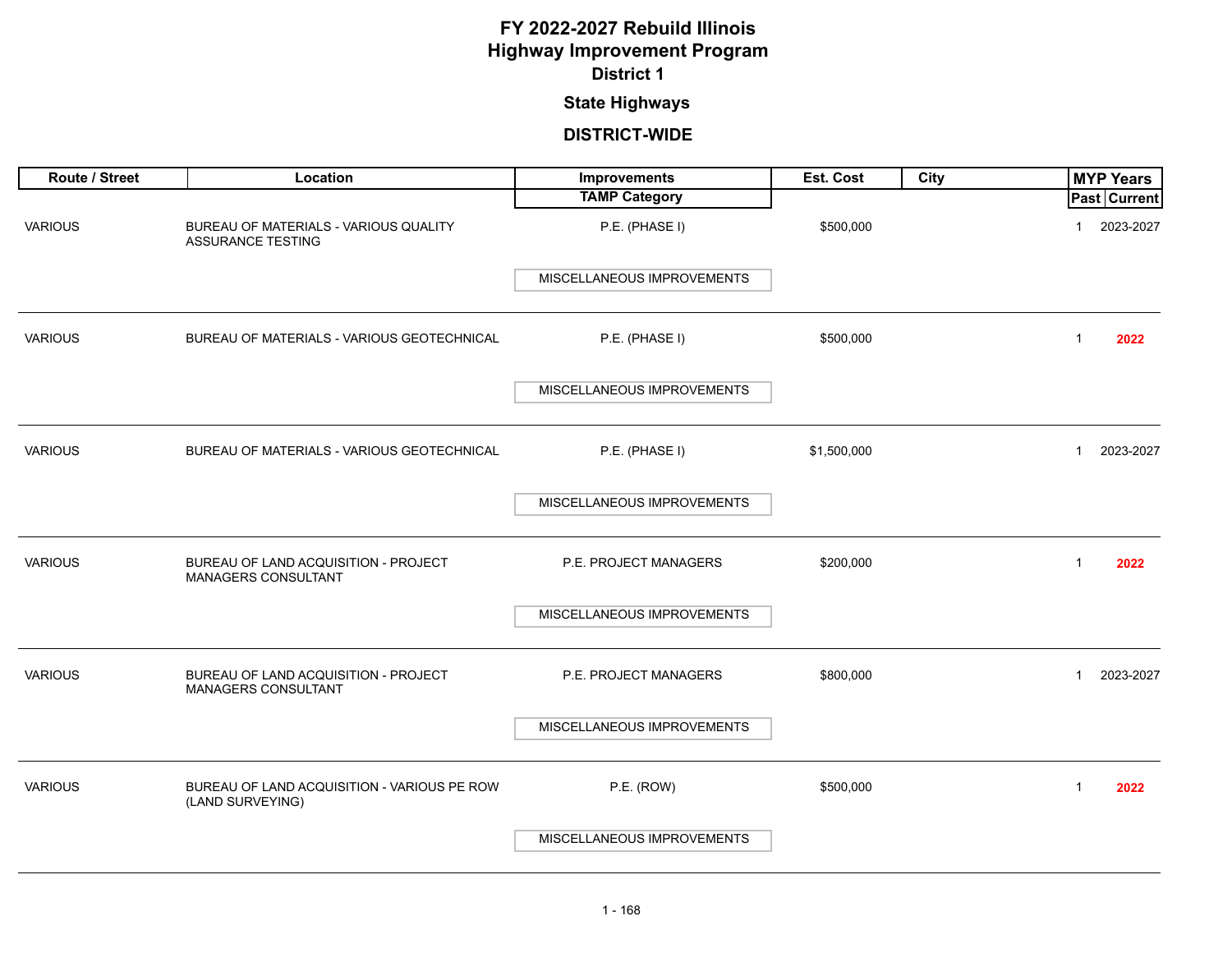# FY 2022-2027 Rebuild Illinois
# Highway Improvement Program
## District 1

### State Highways

### DISTRICT-WIDE

| Route / Street | Location | Improvements / TAMP Category | Est. Cost | City | MYP Years Past | MYP Years Current |
|---|---|---|---|---|---|---|
| VARIOUS | BUREAU OF MATERIALS - VARIOUS QUALITY ASSURANCE TESTING | P.E. (PHASE I) / MISCELLANEOUS IMPROVEMENTS | $500,000 | | 1 | 2023-2027 |
| VARIOUS | BUREAU OF MATERIALS - VARIOUS GEOTECHNICAL | P.E. (PHASE I) / MISCELLANEOUS IMPROVEMENTS | $500,000 | | 1 | **2022** |
| VARIOUS | BUREAU OF MATERIALS - VARIOUS GEOTECHNICAL | P.E. (PHASE I) / MISCELLANEOUS IMPROVEMENTS | $1,500,000 | | 1 | 2023-2027 |
| VARIOUS | BUREAU OF LAND ACQUISITION - PROJECT MANAGERS CONSULTANT | P.E. PROJECT MANAGERS / MISCELLANEOUS IMPROVEMENTS | $200,000 | | 1 | **2022** |
| VARIOUS | BUREAU OF LAND ACQUISITION - PROJECT MANAGERS CONSULTANT | P.E. PROJECT MANAGERS / MISCELLANEOUS IMPROVEMENTS | $800,000 | | 1 | 2023-2027 |
| VARIOUS | BUREAU OF LAND ACQUISITION - VARIOUS PE ROW (LAND SURVEYING) | P.E. (ROW) / MISCELLANEOUS IMPROVEMENTS | $500,000 | | 1 | **2022** |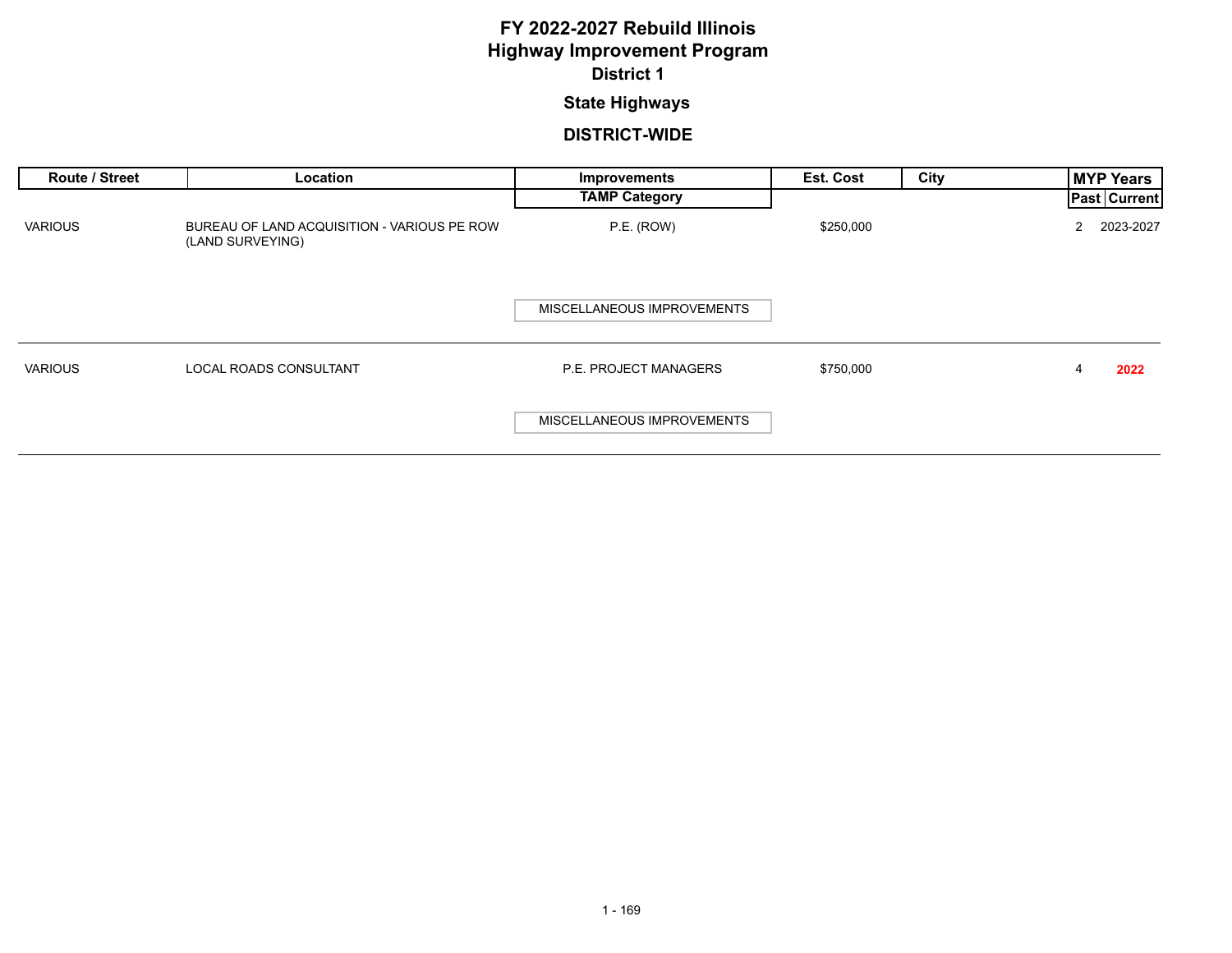# FY 2022-2027 Rebuild Illinois
# Highway Improvement Program
## District 1

### State Highways

### DISTRICT-WIDE

| Route / Street | Location | Improvements / TAMP Category | Est. Cost | City | MYP Years Past | MYP Years Current |
|---|---|---|---|---|---|---|
| VARIOUS | BUREAU OF LAND ACQUISITION - VARIOUS PE ROW (LAND SURVEYING) | P.E. (ROW) / MISCELLANEOUS IMPROVEMENTS | $250,000 | | 2 | 2023-2027 |
| VARIOUS | LOCAL ROADS CONSULTANT | P.E. PROJECT MANAGERS / MISCELLANEOUS IMPROVEMENTS | $750,000 | | 4 | **2022** |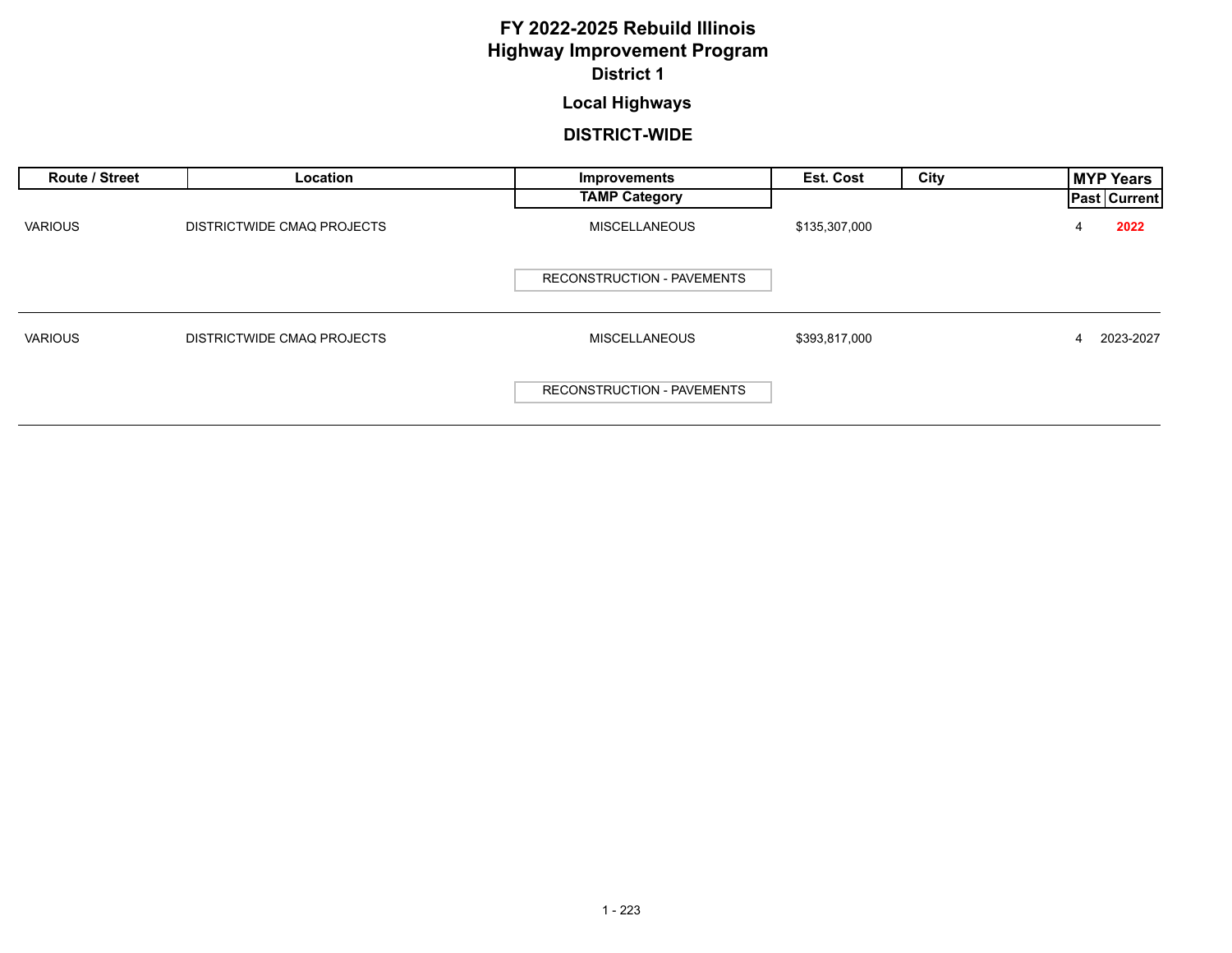# FY 2022-2025 Rebuild Illinois Highway Improvement Program

## District 1

### Local Highways

### DISTRICT-WIDE

| Route / Street | Location | Improvements / TAMP Category | Est. Cost | City | MYP Years Past | MYP Years Current |
|---|---|---|---|---|---|---|
| VARIOUS | DISTRICTWIDE CMAQ PROJECTS | MISCELLANEOUS<br>RECONSTRUCTION - PAVEMENTS | $135,307,000 | | 4 | **2022** |
| VARIOUS | DISTRICTWIDE CMAQ PROJECTS | MISCELLANEOUS<br>RECONSTRUCTION - PAVEMENTS | $393,817,000 | | 4 | 2023-2027 |